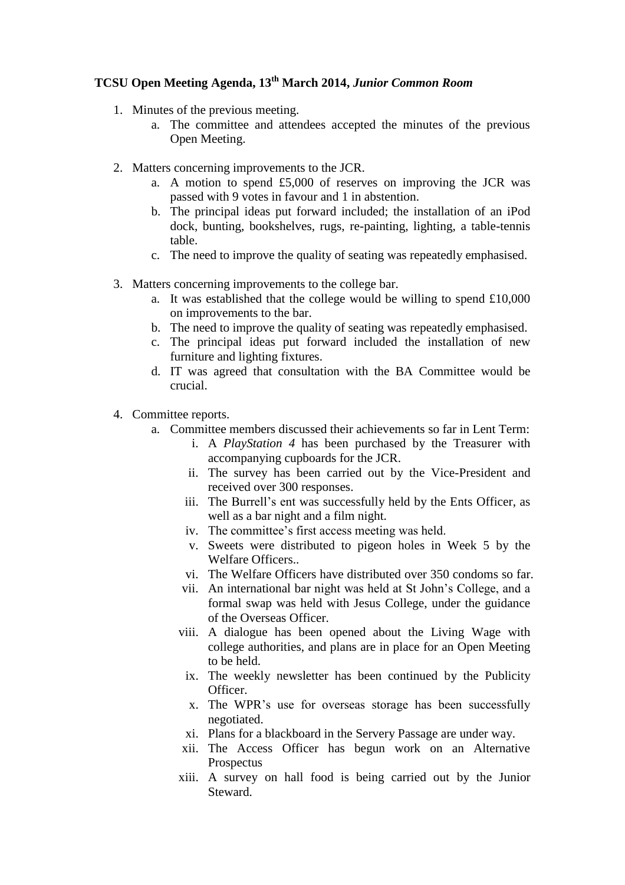**TCSU Open Meeting Agenda, 13th March 2014, *Junior Common Room***

1. Minutes of the previous meeting.
    a. The committee and attendees accepted the minutes of the previous Open Meeting.

2. Matters concerning improvements to the JCR.
    a. A motion to spend £5,000 of reserves on improving the JCR was passed with 9 votes in favour and 1 in abstention.
    b. The principal ideas put forward included; the installation of an iPod dock, bunting, bookshelves, rugs, re-painting, lighting, a table-tennis table.
    c. The need to improve the quality of seating was repeatedly emphasised.

3. Matters concerning improvements to the college bar.
    a. It was established that the college would be willing to spend £10,000 on improvements to the bar.
    b. The need to improve the quality of seating was repeatedly emphasised.
    c. The principal ideas put forward included the installation of new furniture and lighting fixtures.
    d. IT was agreed that consultation with the BA Committee would be crucial.

4. Committee reports.
    a. Committee members discussed their achievements so far in Lent Term:
        i. A *PlayStation 4* has been purchased by the Treasurer with accompanying cupboards for the JCR.
        ii. The survey has been carried out by the Vice-President and received over 300 responses.
        iii. The Burrell's ent was successfully held by the Ents Officer, as well as a bar night and a film night.
        iv. The committee's first access meeting was held.
        v. Sweets were distributed to pigeon holes in Week 5 by the Welfare Officers..
        vi. The Welfare Officers have distributed over 350 condoms so far.
        vii. An international bar night was held at St John's College, and a formal swap was held with Jesus College, under the guidance of the Overseas Officer.
        viii. A dialogue has been opened about the Living Wage with college authorities, and plans are in place for an Open Meeting to be held.
        ix. The weekly newsletter has been continued by the Publicity Officer.
        x. The WPR's use for overseas storage has been successfully negotiated.
        xi. Plans for a blackboard in the Servery Passage are under way.
        xii. The Access Officer has begun work on an Alternative Prospectus
        xiii. A survey on hall food is being carried out by the Junior Steward.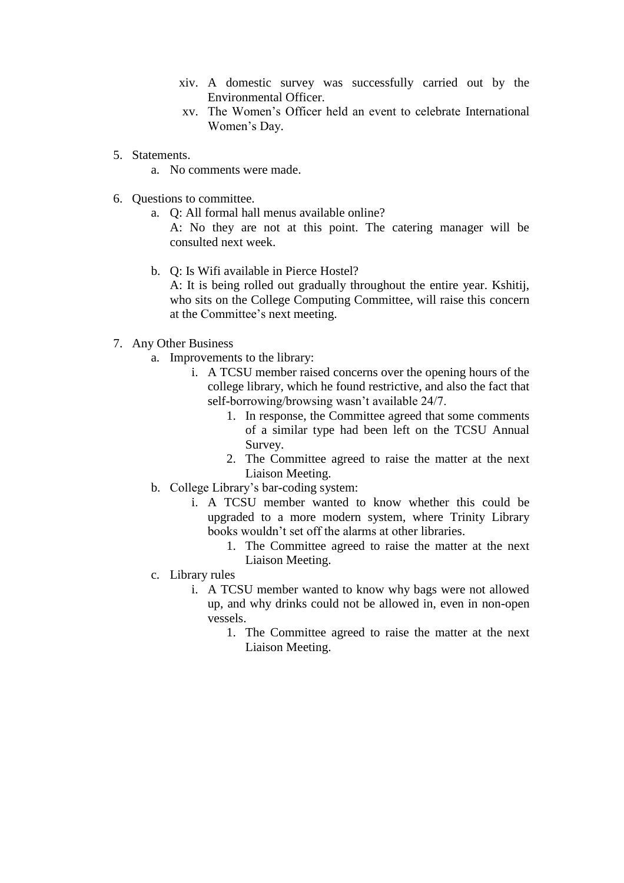xiv. A domestic survey was successfully carried out by the Environmental Officer.

xv. The Women's Officer held an event to celebrate International Women's Day.

5. Statements.
   a. No comments were made.

6. Questions to committee.
   a. Q: All formal hall menus available online?
      A: No they are not at this point. The catering manager will be consulted next week.

   b. Q: Is Wifi available in Pierce Hostel?
      A: It is being rolled out gradually throughout the entire year. Kshitij, who sits on the College Computing Committee, will raise this concern at the Committee's next meeting.

7. Any Other Business
   a. Improvements to the library:
      i. A TCSU member raised concerns over the opening hours of the college library, which he found restrictive, and also the fact that self-borrowing/browsing wasn't available 24/7.
         1. In response, the Committee agreed that some comments of a similar type had been left on the TCSU Annual Survey.
         2. The Committee agreed to raise the matter at the next Liaison Meeting.
   b. College Library's bar-coding system:
      i. A TCSU member wanted to know whether this could be upgraded to a more modern system, where Trinity Library books wouldn't set off the alarms at other libraries.
         1. The Committee agreed to raise the matter at the next Liaison Meeting.
   c. Library rules
      i. A TCSU member wanted to know why bags were not allowed up, and why drinks could not be allowed in, even in non-open vessels.
         1. The Committee agreed to raise the matter at the next Liaison Meeting.